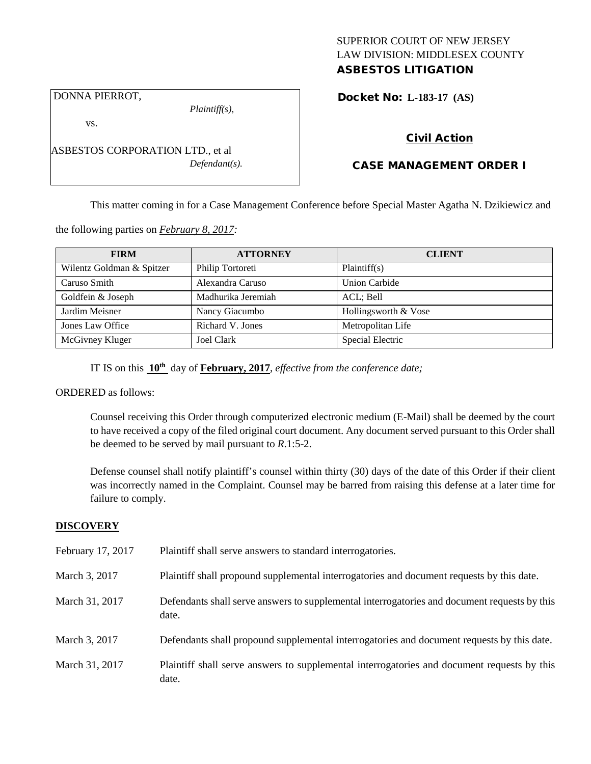SUPERIOR COURT OF NEW JERSEY
LAW DIVISION: MIDDLESEX COUNTY
**ASBESTOS LITIGATION**

DONNA PIERROT,
*Plaintiff(s),*

vs.

ASBESTOS CORPORATION LTD., et al
*Defendant(s).*

**Docket No: L-183-17 (AS)**

## Civil Action

## CASE MANAGEMENT ORDER I

This matter coming in for a Case Management Conference before Special Master Agatha N. Dzikiewicz and the following parties on *February 8, 2017:*

| FIRM | ATTORNEY | CLIENT |
|---|---|---|
| Wilentz Goldman & Spitzer | Philip Tortoreti | Plaintiff(s) |
| Caruso Smith | Alexandra Caruso | Union Carbide |
| Goldfein & Joseph | Madhurika Jeremiah | ACL; Bell |
| Jardim Meisner | Nancy Giacumbo | Hollingsworth & Vose |
| Jones Law Office | Richard V. Jones | Metropolitan Life |
| McGivney Kluger | Joel Clark | Special Electric |

IT IS on this **10th** day of **February, 2017**, *effective from the conference date;*

ORDERED as follows:

Counsel receiving this Order through computerized electronic medium (E-Mail) shall be deemed by the court to have received a copy of the filed original court document. Any document served pursuant to this Order shall be deemed to be served by mail pursuant to *R*.1:5-2.

Defense counsel shall notify plaintiff's counsel within thirty (30) days of the date of this Order if their client was incorrectly named in the Complaint. Counsel may be barred from raising this defense at a later time for failure to comply.

**DISCOVERY**

February 17, 2017 Plaintiff shall serve answers to standard interrogatories.

March 3, 2017 Plaintiff shall propound supplemental interrogatories and document requests by this date.

March 31, 2017 Defendants shall serve answers to supplemental interrogatories and document requests by this date.

March 3, 2017 Defendants shall propound supplemental interrogatories and document requests by this date.

March 31, 2017 Plaintiff shall serve answers to supplemental interrogatories and document requests by this date.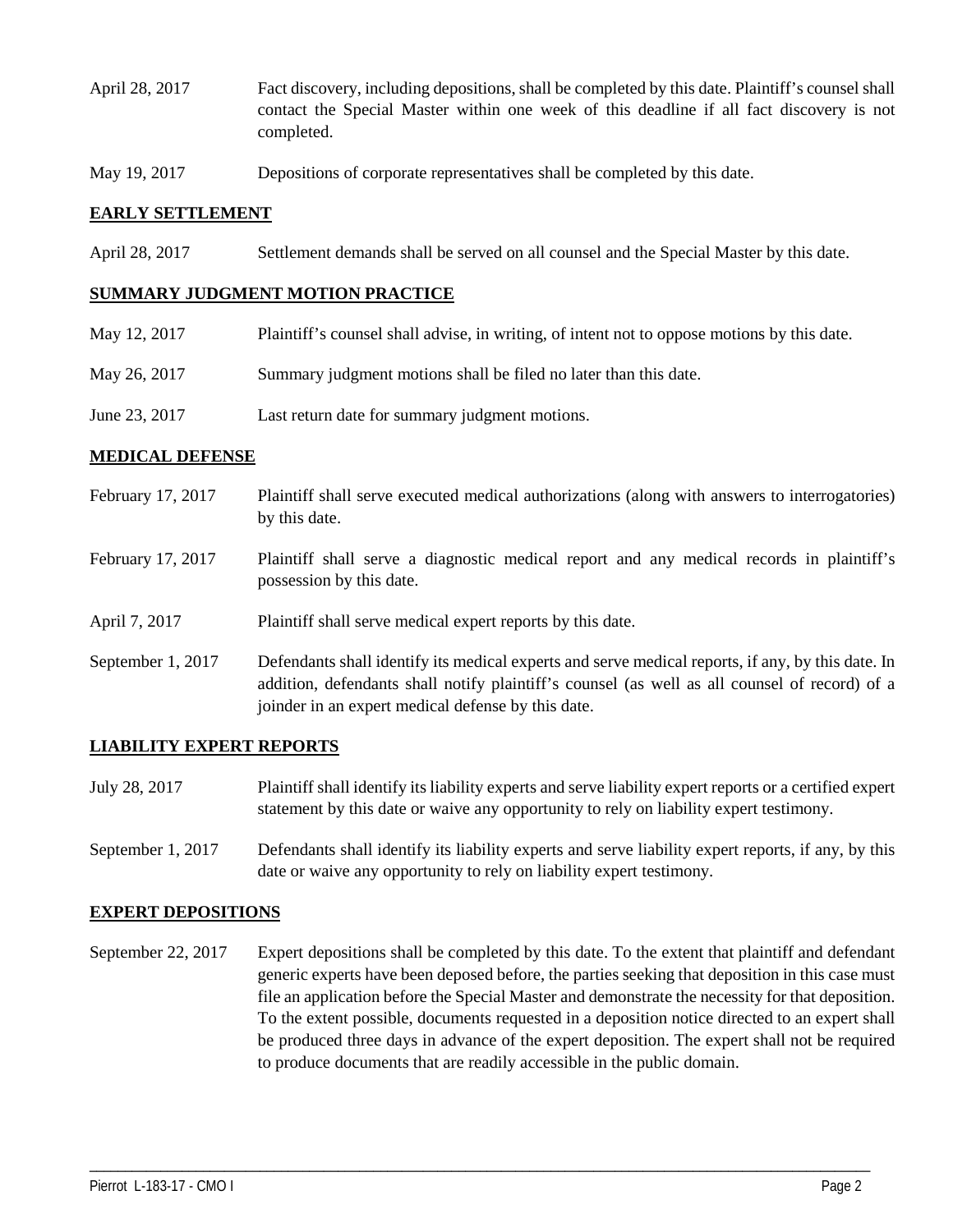| | |
|---|---|
| April 28, 2017 | Fact discovery, including depositions, shall be completed by this date. Plaintiff's counsel shall contact the Special Master within one week of this deadline if all fact discovery is not completed. |
| May 19, 2017 | Depositions of corporate representatives shall be completed by this date. |

## EARLY SETTLEMENT

| | |
|---|---|
| April 28, 2017 | Settlement demands shall be served on all counsel and the Special Master by this date. |

## SUMMARY JUDGMENT MOTION PRACTICE

| | |
|---|---|
| May 12, 2017 | Plaintiff's counsel shall advise, in writing, of intent not to oppose motions by this date. |
| May 26, 2017 | Summary judgment motions shall be filed no later than this date. |
| June 23, 2017 | Last return date for summary judgment motions. |

## MEDICAL DEFENSE

| | |
|---|---|
| February 17, 2017 | Plaintiff shall serve executed medical authorizations (along with answers to interrogatories) by this date. |
| February 17, 2017 | Plaintiff shall serve a diagnostic medical report and any medical records in plaintiff's possession by this date. |
| April 7, 2017 | Plaintiff shall serve medical expert reports by this date. |
| September 1, 2017 | Defendants shall identify its medical experts and serve medical reports, if any, by this date. In addition, defendants shall notify plaintiff's counsel (as well as all counsel of record) of a joinder in an expert medical defense by this date. |

## LIABILITY EXPERT REPORTS

| | |
|---|---|
| July 28, 2017 | Plaintiff shall identify its liability experts and serve liability expert reports or a certified expert statement by this date or waive any opportunity to rely on liability expert testimony. |
| September 1, 2017 | Defendants shall identify its liability experts and serve liability expert reports, if any, by this date or waive any opportunity to rely on liability expert testimony. |

## EXPERT DEPOSITIONS

| | |
|---|---|
| September 22, 2017 | Expert depositions shall be completed by this date. To the extent that plaintiff and defendant generic experts have been deposed before, the parties seeking that deposition in this case must file an application before the Special Master and demonstrate the necessity for that deposition. To the extent possible, documents requested in a deposition notice directed to an expert shall be produced three days in advance of the expert deposition. The expert shall not be required to produce documents that are readily accessible in the public domain. |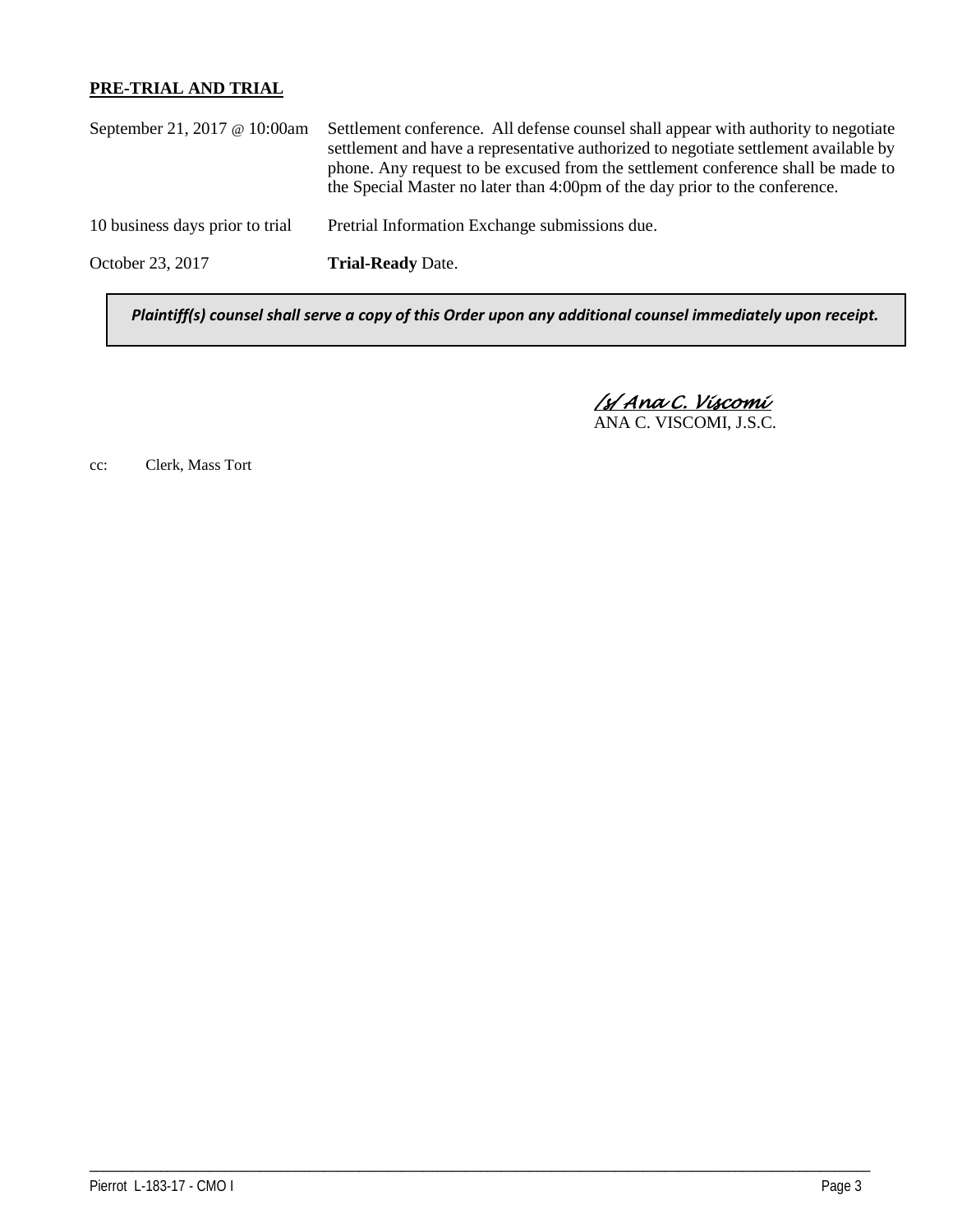**PRE-TRIAL AND TRIAL**

| | |
|---|---|
| September 21, 2017 @ 10:00am | Settlement conference. All defense counsel shall appear with authority to negotiate settlement and have a representative authorized to negotiate settlement available by phone. Any request to be excused from the settlement conference shall be made to the Special Master no later than 4:00pm of the day prior to the conference. |
| 10 business days prior to trial | Pretrial Information Exchange submissions due. |
| October 23, 2017 | **Trial-Ready** Date. |

***Plaintiff(s) counsel shall serve a copy of this Order upon any additional counsel immediately upon receipt.***

/s/ Ana C. Viscomi
ANA C. VISCOMI, J.S.C.

cc: Clerk, Mass Tort